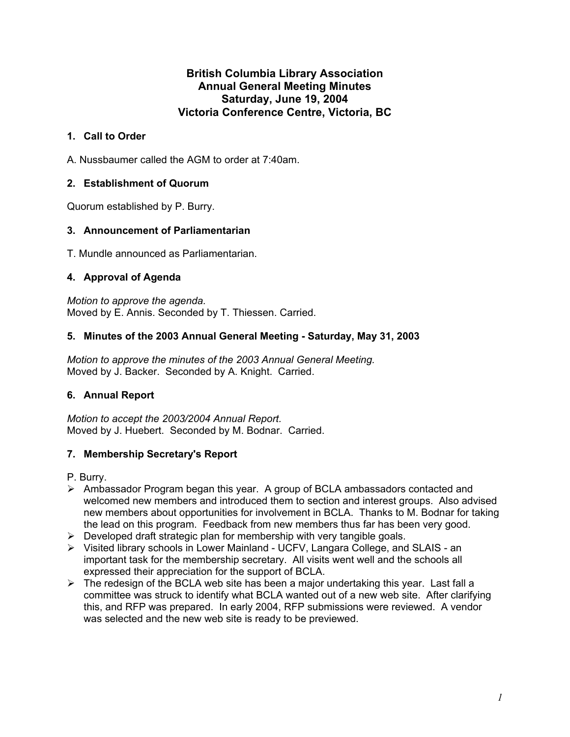# British Columbia Library Association
# Annual General Meeting Minutes
# Saturday, June 19, 2004
# Victoria Conference Centre, Victoria, BC

## 1. Call to Order

A. Nussbaumer called the AGM to order at 7:40am.

## 2. Establishment of Quorum

Quorum established by P. Burry.

## 3. Announcement of Parliamentarian

T. Mundle announced as Parliamentarian.

## 4. Approval of Agenda

*Motion to approve the agenda.*
Moved by E. Annis. Seconded by T. Thiessen. Carried.

## 5. Minutes of the 2003 Annual General Meeting - Saturday, May 31, 2003

*Motion to approve the minutes of the 2003 Annual General Meeting.*
Moved by J. Backer. Seconded by A. Knight. Carried.

## 6. Annual Report

*Motion to accept the 2003/2004 Annual Report.*
Moved by J. Huebert. Seconded by M. Bodnar. Carried.

## 7. Membership Secretary's Report

P. Burry.

- Ambassador Program began this year. A group of BCLA ambassadors contacted and welcomed new members and introduced them to section and interest groups. Also advised new members about opportunities for involvement in BCLA. Thanks to M. Bodnar for taking the lead on this program. Feedback from new members thus far has been very good.
- Developed draft strategic plan for membership with very tangible goals.
- Visited library schools in Lower Mainland - UCFV, Langara College, and SLAIS - an important task for the membership secretary. All visits went well and the schools all expressed their appreciation for the support of BCLA.
- The redesign of the BCLA web site has been a major undertaking this year. Last fall a committee was struck to identify what BCLA wanted out of a new web site. After clarifying this, and RFP was prepared. In early 2004, RFP submissions were reviewed. A vendor was selected and the new web site is ready to be previewed.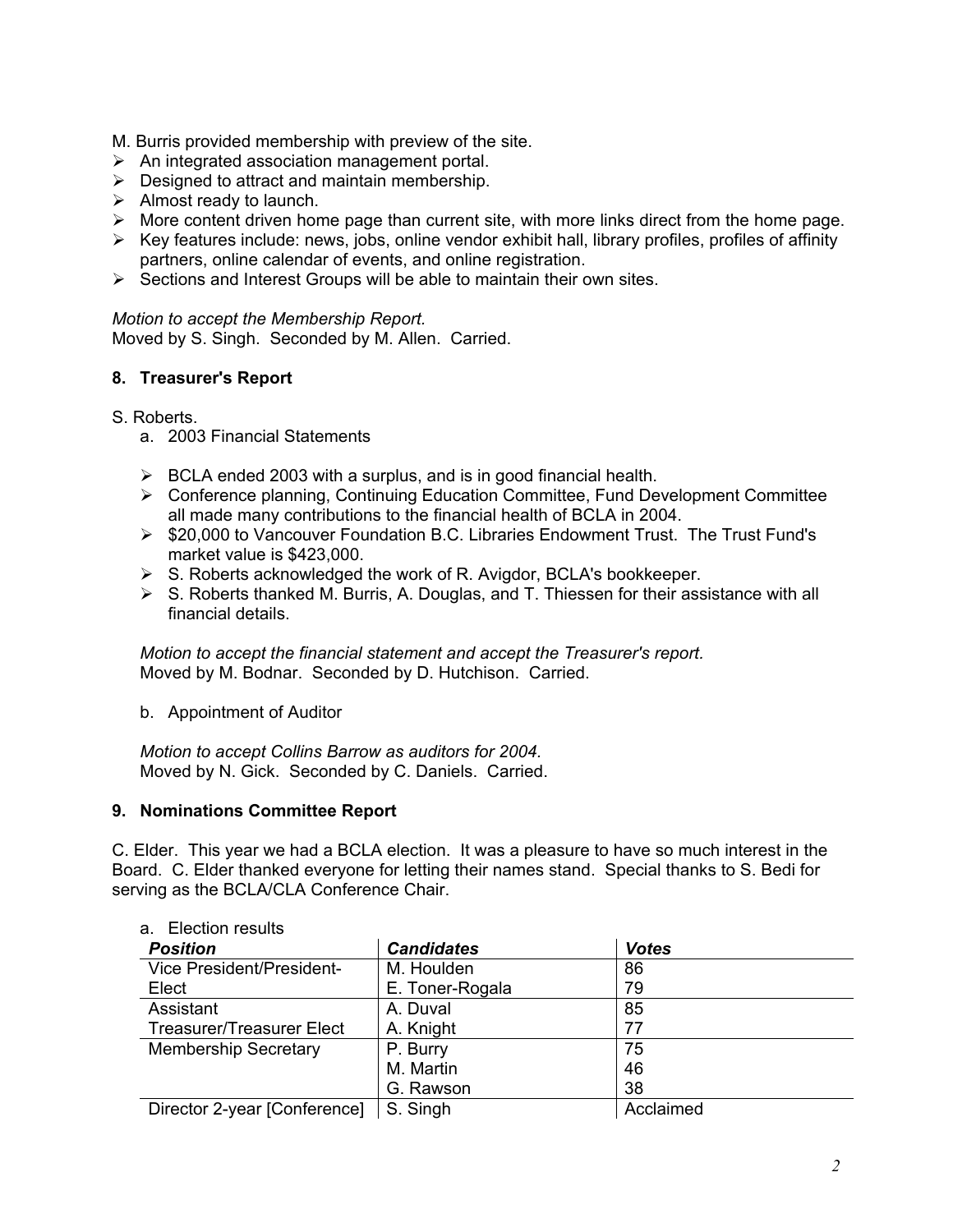M. Burris provided membership with preview of the site.

- An integrated association management portal.
- Designed to attract and maintain membership.
- Almost ready to launch.
- More content driven home page than current site, with more links direct from the home page.
- Key features include: news, jobs, online vendor exhibit hall, library profiles, profiles of affinity partners, online calendar of events, and online registration.
- Sections and Interest Groups will be able to maintain their own sites.

*Motion to accept the Membership Report.*
Moved by S. Singh. Seconded by M. Allen. Carried.

**8. Treasurer's Report**

S. Roberts.

a. 2003 Financial Statements

- BCLA ended 2003 with a surplus, and is in good financial health.
- Conference planning, Continuing Education Committee, Fund Development Committee all made many contributions to the financial health of BCLA in 2004.
- $20,000 to Vancouver Foundation B.C. Libraries Endowment Trust. The Trust Fund's market value is $423,000.
- S. Roberts acknowledged the work of R. Avigdor, BCLA's bookkeeper.
- S. Roberts thanked M. Burris, A. Douglas, and T. Thiessen for their assistance with all financial details.

*Motion to accept the financial statement and accept the Treasurer's report.*
Moved by M. Bodnar. Seconded by D. Hutchison. Carried.

b. Appointment of Auditor

*Motion to accept Collins Barrow as auditors for 2004.*
Moved by N. Gick. Seconded by C. Daniels. Carried.

**9. Nominations Committee Report**

C. Elder. This year we had a BCLA election. It was a pleasure to have so much interest in the Board. C. Elder thanked everyone for letting their names stand. Special thanks to S. Bedi for serving as the BCLA/CLA Conference Chair.

a. Election results

| *Position* | *Candidates* | *Votes* |
|---|---|---|
| Vice President/President-Elect | M. Houlden | 86 |
| | E. Toner-Rogala | 79 |
| Assistant Treasurer/Treasurer Elect | A. Duval | 85 |
| | A. Knight | 77 |
| Membership Secretary | P. Burry | 75 |
| | M. Martin | 46 |
| | G. Rawson | 38 |
| Director 2-year [Conference] | S. Singh | Acclaimed |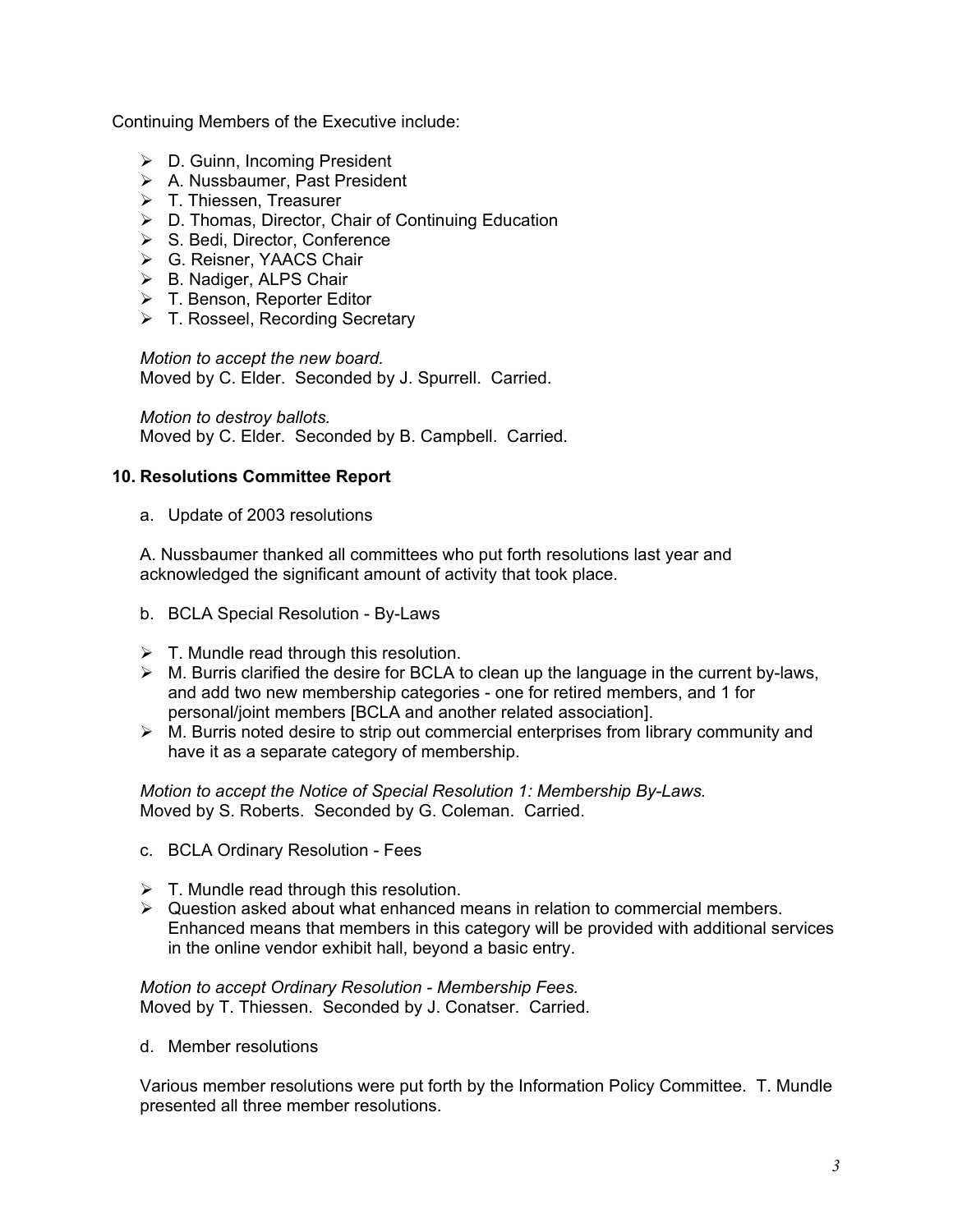Continuing Members of the Executive include:

- D. Guinn, Incoming President
- A. Nussbaumer, Past President
- T. Thiessen, Treasurer
- D. Thomas, Director, Chair of Continuing Education
- S. Bedi, Director, Conference
- G. Reisner, YAACS Chair
- B. Nadiger, ALPS Chair
- T. Benson, Reporter Editor
- T. Rosseel, Recording Secretary

*Motion to accept the new board.*
Moved by C. Elder. Seconded by J. Spurrell. Carried.

*Motion to destroy ballots.*
Moved by C. Elder. Seconded by B. Campbell. Carried.

**10. Resolutions Committee Report**

a. Update of 2003 resolutions

A. Nussbaumer thanked all committees who put forth resolutions last year and acknowledged the significant amount of activity that took place.

b. BCLA Special Resolution - By-Laws

- T. Mundle read through this resolution.
- M. Burris clarified the desire for BCLA to clean up the language in the current by-laws, and add two new membership categories - one for retired members, and 1 for personal/joint members [BCLA and another related association].
- M. Burris noted desire to strip out commercial enterprises from library community and have it as a separate category of membership.

*Motion to accept the Notice of Special Resolution 1: Membership By-Laws.*
Moved by S. Roberts. Seconded by G. Coleman. Carried.

c. BCLA Ordinary Resolution - Fees

- T. Mundle read through this resolution.
- Question asked about what enhanced means in relation to commercial members. Enhanced means that members in this category will be provided with additional services in the online vendor exhibit hall, beyond a basic entry.

*Motion to accept Ordinary Resolution - Membership Fees.*
Moved by T. Thiessen. Seconded by J. Conatser. Carried.

d. Member resolutions

Various member resolutions were put forth by the Information Policy Committee. T. Mundle presented all three member resolutions.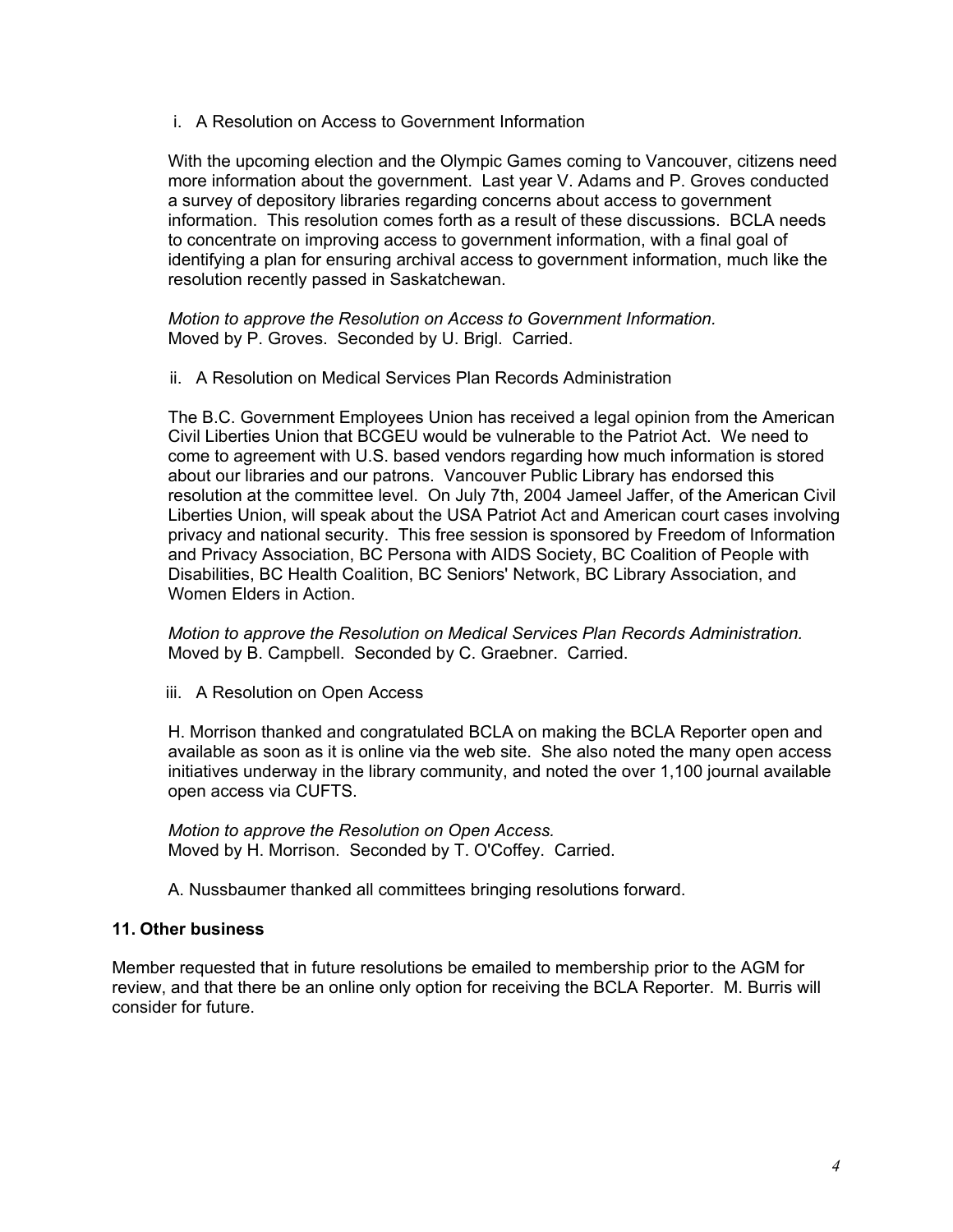i. A Resolution on Access to Government Information

With the upcoming election and the Olympic Games coming to Vancouver, citizens need more information about the government. Last year V. Adams and P. Groves conducted a survey of depository libraries regarding concerns about access to government information. This resolution comes forth as a result of these discussions. BCLA needs to concentrate on improving access to government information, with a final goal of identifying a plan for ensuring archival access to government information, much like the resolution recently passed in Saskatchewan.

*Motion to approve the Resolution on Access to Government Information.*
Moved by P. Groves. Seconded by U. Brigl. Carried.

ii. A Resolution on Medical Services Plan Records Administration

The B.C. Government Employees Union has received a legal opinion from the American Civil Liberties Union that BCGEU would be vulnerable to the Patriot Act. We need to come to agreement with U.S. based vendors regarding how much information is stored about our libraries and our patrons. Vancouver Public Library has endorsed this resolution at the committee level. On July 7th, 2004 Jameel Jaffer, of the American Civil Liberties Union, will speak about the USA Patriot Act and American court cases involving privacy and national security. This free session is sponsored by Freedom of Information and Privacy Association, BC Persona with AIDS Society, BC Coalition of People with Disabilities, BC Health Coalition, BC Seniors' Network, BC Library Association, and Women Elders in Action.

*Motion to approve the Resolution on Medical Services Plan Records Administration.*
Moved by B. Campbell. Seconded by C. Graebner. Carried.

iii. A Resolution on Open Access

H. Morrison thanked and congratulated BCLA on making the BCLA Reporter open and available as soon as it is online via the web site. She also noted the many open access initiatives underway in the library community, and noted the over 1,100 journal available open access via CUFTS.

*Motion to approve the Resolution on Open Access.*
Moved by H. Morrison. Seconded by T. O'Coffey. Carried.

A. Nussbaumer thanked all committees bringing resolutions forward.

### 11. Other business

Member requested that in future resolutions be emailed to membership prior to the AGM for review, and that there be an online only option for receiving the BCLA Reporter. M. Burris will consider for future.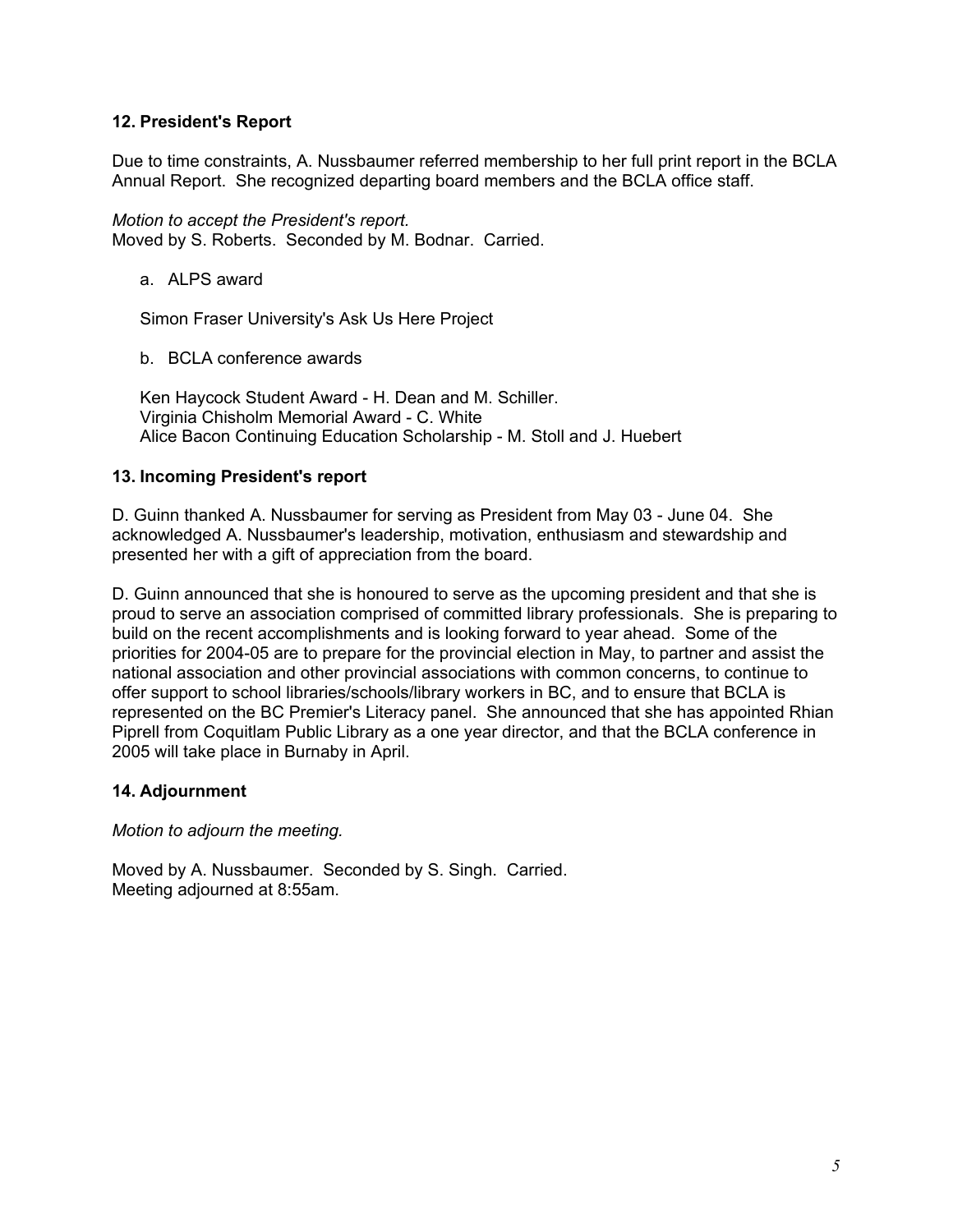### 12. President's Report

Due to time constraints, A. Nussbaumer referred membership to her full print report in the BCLA Annual Report. She recognized departing board members and the BCLA office staff.

*Motion to accept the President's report.*
Moved by S. Roberts. Seconded by M. Bodnar. Carried.

a. ALPS award

Simon Fraser University's Ask Us Here Project

b. BCLA conference awards

Ken Haycock Student Award - H. Dean and M. Schiller.
Virginia Chisholm Memorial Award - C. White
Alice Bacon Continuing Education Scholarship - M. Stoll and J. Huebert

### 13. Incoming President's report

D. Guinn thanked A. Nussbaumer for serving as President from May 03 - June 04. She acknowledged A. Nussbaumer's leadership, motivation, enthusiasm and stewardship and presented her with a gift of appreciation from the board.

D. Guinn announced that she is honoured to serve as the upcoming president and that she is proud to serve an association comprised of committed library professionals. She is preparing to build on the recent accomplishments and is looking forward to year ahead. Some of the priorities for 2004-05 are to prepare for the provincial election in May, to partner and assist the national association and other provincial associations with common concerns, to continue to offer support to school libraries/schools/library workers in BC, and to ensure that BCLA is represented on the BC Premier's Literacy panel. She announced that she has appointed Rhian Piprell from Coquitlam Public Library as a one year director, and that the BCLA conference in 2005 will take place in Burnaby in April.

### 14. Adjournment

*Motion to adjourn the meeting.*

Moved by A. Nussbaumer. Seconded by S. Singh. Carried.
Meeting adjourned at 8:55am.